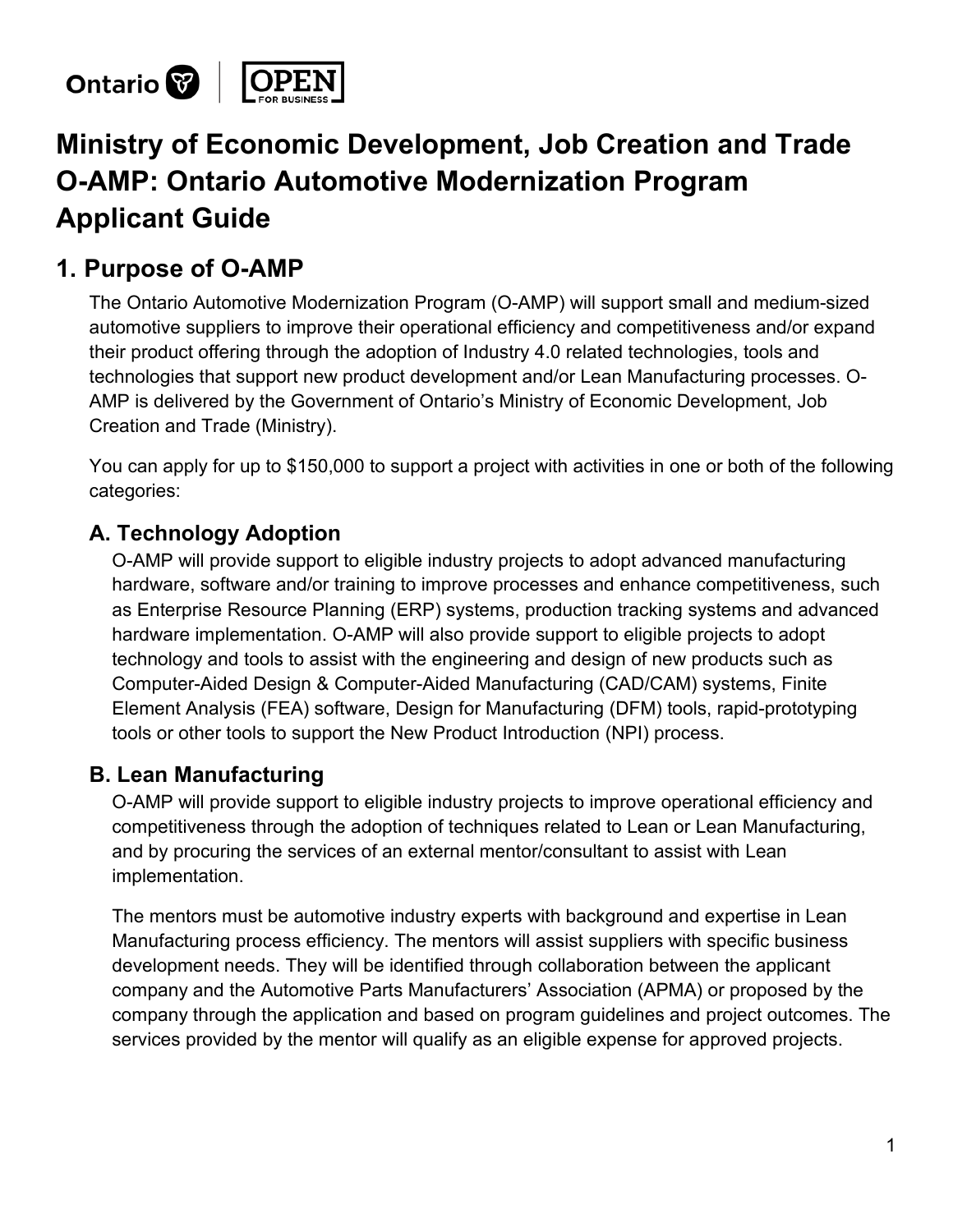# Ministry of Economic Development, Job Creation and Trade O-AMP: Ontario Automotive Modernization Program Applicant Guide

## 1. Purpose of O-AMP

The Ontario Automotive Modernization Program (O-AMP) will support small and medium-sized automotive suppliers to improve their operational efficiency and competitiveness and/or expand their product offering through the adoption of Industry 4.0 related technologies, tools and technologies that support new product development and/or Lean Manufacturing processes. O-AMP is delivered by the Government of Ontario's Ministry of Economic Development, Job Creation and Trade (Ministry).

You can apply for up to $150,000 to support a project with activities in one or both of the following categories:

### A. Technology Adoption

O-AMP will provide support to eligible industry projects to adopt advanced manufacturing hardware, software and/or training to improve processes and enhance competitiveness, such as Enterprise Resource Planning (ERP) systems, production tracking systems and advanced hardware implementation. O-AMP will also provide support to eligible projects to adopt technology and tools to assist with the engineering and design of new products such as Computer-Aided Design & Computer-Aided Manufacturing (CAD/CAM) systems, Finite Element Analysis (FEA) software, Design for Manufacturing (DFM) tools, rapid-prototyping tools or other tools to support the New Product Introduction (NPI) process.

### B. Lean Manufacturing

O-AMP will provide support to eligible industry projects to improve operational efficiency and competitiveness through the adoption of techniques related to Lean or Lean Manufacturing, and by procuring the services of an external mentor/consultant to assist with Lean implementation.

The mentors must be automotive industry experts with background and expertise in Lean Manufacturing process efficiency. The mentors will assist suppliers with specific business development needs. They will be identified through collaboration between the applicant company and the Automotive Parts Manufacturers' Association (APMA) or proposed by the company through the application and based on program guidelines and project outcomes. The services provided by the mentor will qualify as an eligible expense for approved projects.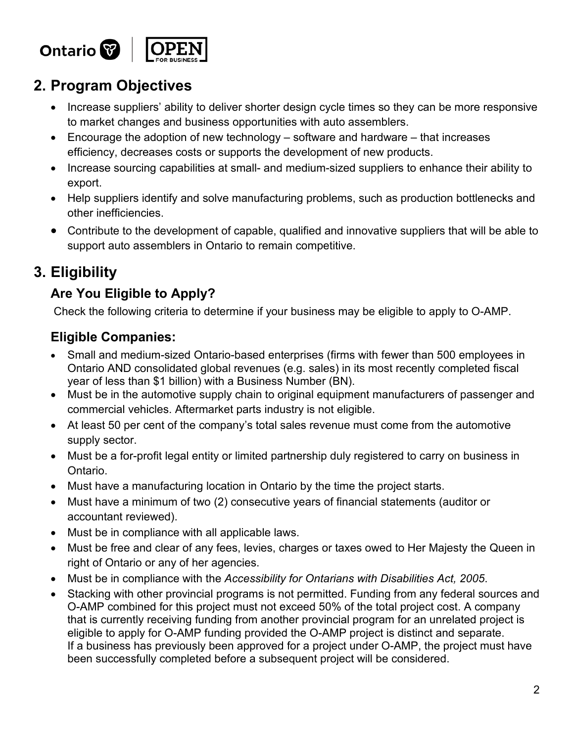## 2. Program Objectives

- Increase suppliers' ability to deliver shorter design cycle times so they can be more responsive to market changes and business opportunities with auto assemblers.
- Encourage the adoption of new technology – software and hardware – that increases efficiency, decreases costs or supports the development of new products.
- Increase sourcing capabilities at small- and medium-sized suppliers to enhance their ability to export.
- Help suppliers identify and solve manufacturing problems, such as production bottlenecks and other inefficiencies.
- Contribute to the development of capable, qualified and innovative suppliers that will be able to support auto assemblers in Ontario to remain competitive.

## 3. Eligibility

### Are You Eligible to Apply?

Check the following criteria to determine if your business may be eligible to apply to O-AMP.

### Eligible Companies:

- Small and medium-sized Ontario-based enterprises (firms with fewer than 500 employees in Ontario AND consolidated global revenues (e.g. sales) in its most recently completed fiscal year of less than $1 billion) with a Business Number (BN).
- Must be in the automotive supply chain to original equipment manufacturers of passenger and commercial vehicles. Aftermarket parts industry is not eligible.
- At least 50 per cent of the company's total sales revenue must come from the automotive supply sector.
- Must be a for-profit legal entity or limited partnership duly registered to carry on business in Ontario.
- Must have a manufacturing location in Ontario by the time the project starts.
- Must have a minimum of two (2) consecutive years of financial statements (auditor or accountant reviewed).
- Must be in compliance with all applicable laws.
- Must be free and clear of any fees, levies, charges or taxes owed to Her Majesty the Queen in right of Ontario or any of her agencies.
- Must be in compliance with the *Accessibility for Ontarians with Disabilities Act, 2005.*
- Stacking with other provincial programs is not permitted. Funding from any federal sources and O-AMP combined for this project must not exceed 50% of the total project cost. A company that is currently receiving funding from another provincial program for an unrelated project is eligible to apply for O-AMP funding provided the O-AMP project is distinct and separate. If a business has previously been approved for a project under O-AMP, the project must have been successfully completed before a subsequent project will be considered.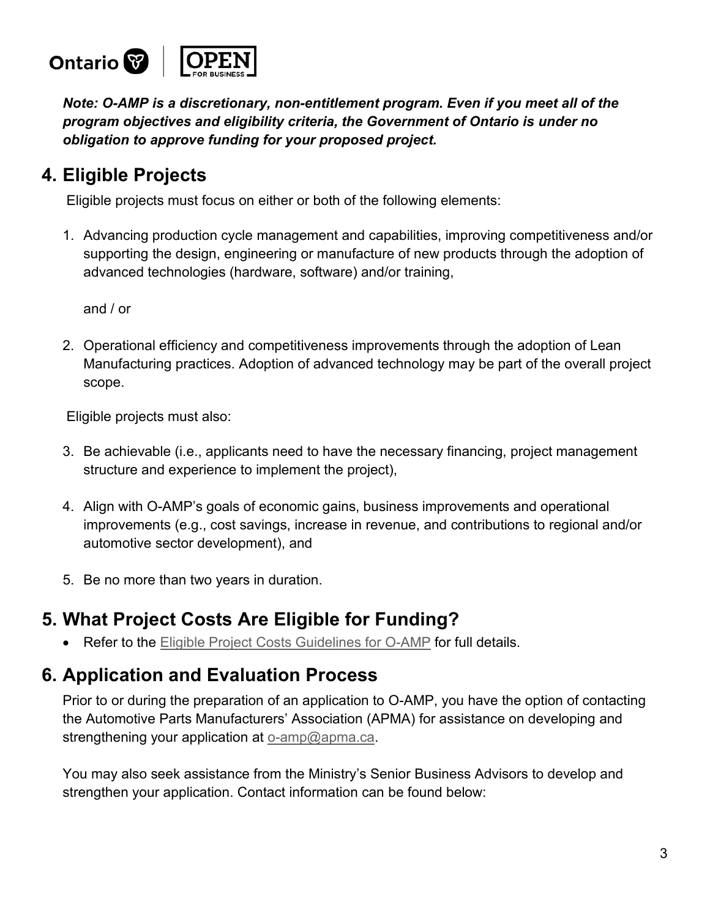***Note: O-AMP is a discretionary, non-entitlement program. Even if you meet all of the program objectives and eligibility criteria, the Government of Ontario is under no obligation to approve funding for your proposed project.***

## 4. Eligible Projects

Eligible projects must focus on either or both of the following elements:

1. Advancing production cycle management and capabilities, improving competitiveness and/or supporting the design, engineering or manufacture of new products through the adoption of advanced technologies (hardware, software) and/or training,

   and / or

2. Operational efficiency and competitiveness improvements through the adoption of Lean Manufacturing practices. Adoption of advanced technology may be part of the overall project scope.

Eligible projects must also:

3. Be achievable (i.e., applicants need to have the necessary financing, project management structure and experience to implement the project),
4. Align with O-AMP's goals of economic gains, business improvements and operational improvements (e.g., cost savings, increase in revenue, and contributions to regional and/or automotive sector development), and
5. Be no more than two years in duration.

## 5. What Project Costs Are Eligible for Funding?

- Refer to the Eligible Project Costs Guidelines for O-AMP for full details.

## 6. Application and Evaluation Process

Prior to or during the preparation of an application to O-AMP, you have the option of contacting the Automotive Parts Manufacturers' Association (APMA) for assistance on developing and strengthening your application at o-amp@apma.ca.

You may also seek assistance from the Ministry's Senior Business Advisors to develop and strengthen your application. Contact information can be found below: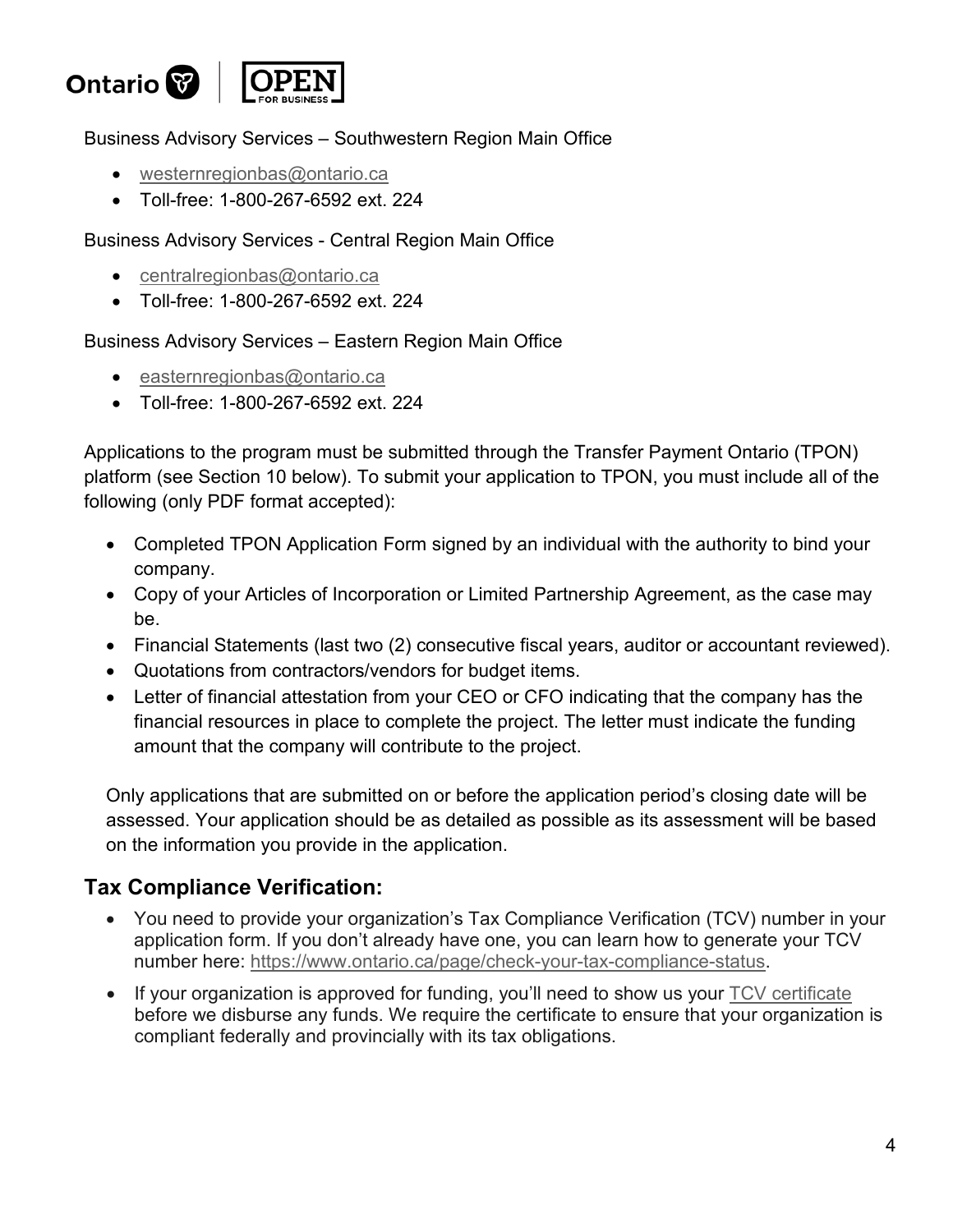Business Advisory Services – Southwestern Region Main Office

- westernregionbas@ontario.ca
- Toll-free: 1-800-267-6592 ext. 224

Business Advisory Services - Central Region Main Office

- centralregionbas@ontario.ca
- Toll-free: 1-800-267-6592 ext. 224

Business Advisory Services – Eastern Region Main Office

- easternregionbas@ontario.ca
- Toll-free: 1-800-267-6592 ext. 224

Applications to the program must be submitted through the Transfer Payment Ontario (TPON) platform (see Section 10 below). To submit your application to TPON, you must include all of the following (only PDF format accepted):

- Completed TPON Application Form signed by an individual with the authority to bind your company.
- Copy of your Articles of Incorporation or Limited Partnership Agreement, as the case may be.
- Financial Statements (last two (2) consecutive fiscal years, auditor or accountant reviewed).
- Quotations from contractors/vendors for budget items.
- Letter of financial attestation from your CEO or CFO indicating that the company has the financial resources in place to complete the project. The letter must indicate the funding amount that the company will contribute to the project.

Only applications that are submitted on or before the application period's closing date will be assessed. Your application should be as detailed as possible as its assessment will be based on the information you provide in the application.

## Tax Compliance Verification:

- You need to provide your organization's Tax Compliance Verification (TCV) number in your application form. If you don't already have one, you can learn how to generate your TCV number here: https://www.ontario.ca/page/check-your-tax-compliance-status.
- If your organization is approved for funding, you'll need to show us your TCV certificate before we disburse any funds. We require the certificate to ensure that your organization is compliant federally and provincially with its tax obligations.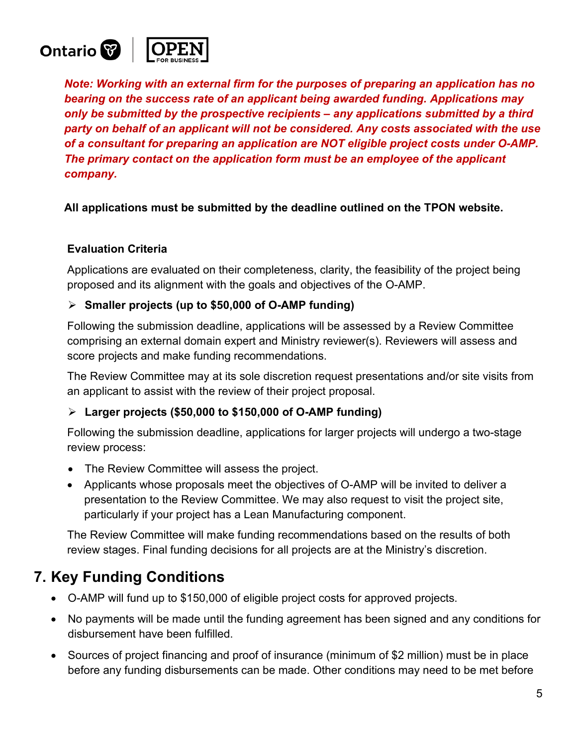***Note: Working with an external firm for the purposes of preparing an application has no bearing on the success rate of an applicant being awarded funding. Applications may only be submitted by the prospective recipients – any applications submitted by a third party on behalf of an applicant will not be considered. Any costs associated with the use of a consultant for preparing an application are NOT eligible project costs under O-AMP. The primary contact on the application form must be an employee of the applicant company.***

**All applications must be submitted by the deadline outlined on the TPON website.**

**Evaluation Criteria**

Applications are evaluated on their completeness, clarity, the feasibility of the project being proposed and its alignment with the goals and objectives of the O-AMP.

- **Smaller projects (up to $50,000 of O-AMP funding)**

Following the submission deadline, applications will be assessed by a Review Committee comprising an external domain expert and Ministry reviewer(s). Reviewers will assess and score projects and make funding recommendations.

The Review Committee may at its sole discretion request presentations and/or site visits from an applicant to assist with the review of their project proposal.

- **Larger projects ($50,000 to $150,000 of O-AMP funding)**

Following the submission deadline, applications for larger projects will undergo a two-stage review process:

- The Review Committee will assess the project.
- Applicants whose proposals meet the objectives of O-AMP will be invited to deliver a presentation to the Review Committee. We may also request to visit the project site, particularly if your project has a Lean Manufacturing component.

The Review Committee will make funding recommendations based on the results of both review stages. Final funding decisions for all projects are at the Ministry's discretion.

## 7. Key Funding Conditions

- O-AMP will fund up to $150,000 of eligible project costs for approved projects.
- No payments will be made until the funding agreement has been signed and any conditions for disbursement have been fulfilled.
- Sources of project financing and proof of insurance (minimum of $2 million) must be in place before any funding disbursements can be made. Other conditions may need to be met before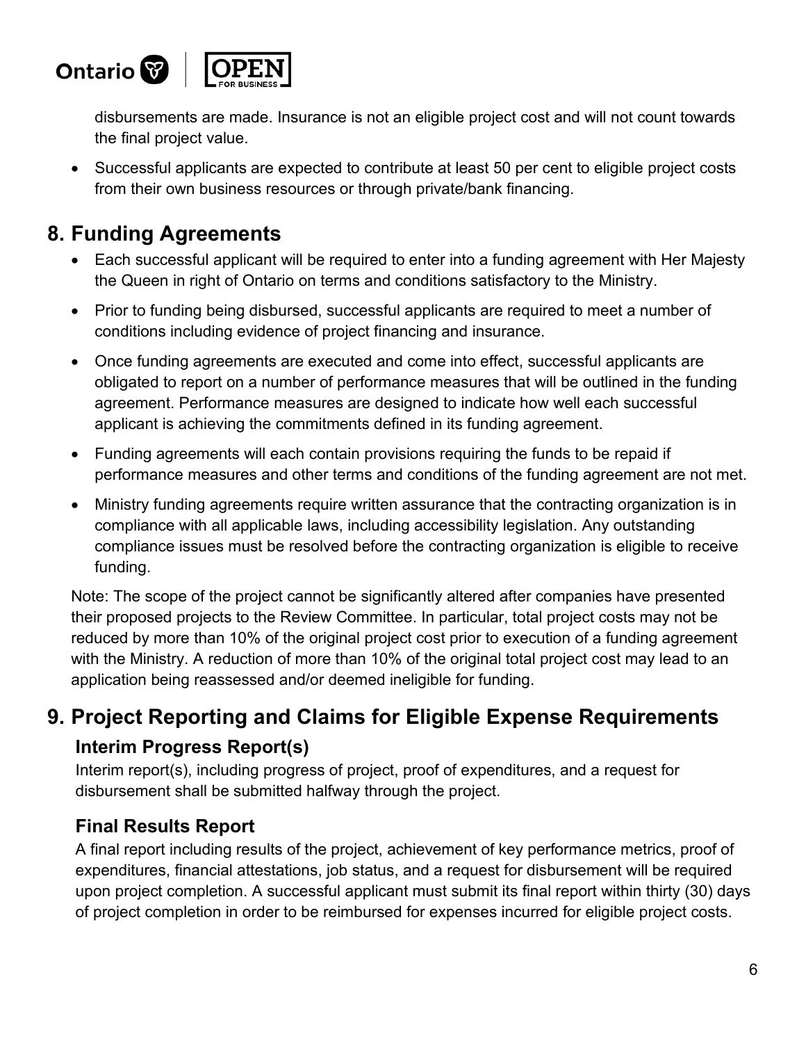disbursements are made. Insurance is not an eligible project cost and will not count towards the final project value.

- Successful applicants are expected to contribute at least 50 per cent to eligible project costs from their own business resources or through private/bank financing.

## 8. Funding Agreements

- Each successful applicant will be required to enter into a funding agreement with Her Majesty the Queen in right of Ontario on terms and conditions satisfactory to the Ministry.
- Prior to funding being disbursed, successful applicants are required to meet a number of conditions including evidence of project financing and insurance.
- Once funding agreements are executed and come into effect, successful applicants are obligated to report on a number of performance measures that will be outlined in the funding agreement. Performance measures are designed to indicate how well each successful applicant is achieving the commitments defined in its funding agreement.
- Funding agreements will each contain provisions requiring the funds to be repaid if performance measures and other terms and conditions of the funding agreement are not met.
- Ministry funding agreements require written assurance that the contracting organization is in compliance with all applicable laws, including accessibility legislation. Any outstanding compliance issues must be resolved before the contracting organization is eligible to receive funding.

Note: The scope of the project cannot be significantly altered after companies have presented their proposed projects to the Review Committee. In particular, total project costs may not be reduced by more than 10% of the original project cost prior to execution of a funding agreement with the Ministry. A reduction of more than 10% of the original total project cost may lead to an application being reassessed and/or deemed ineligible for funding.

## 9. Project Reporting and Claims for Eligible Expense Requirements

### Interim Progress Report(s)

Interim report(s), including progress of project, proof of expenditures, and a request for disbursement shall be submitted halfway through the project.

### Final Results Report

A final report including results of the project, achievement of key performance metrics, proof of expenditures, financial attestations, job status, and a request for disbursement will be required upon project completion. A successful applicant must submit its final report within thirty (30) days of project completion in order to be reimbursed for expenses incurred for eligible project costs.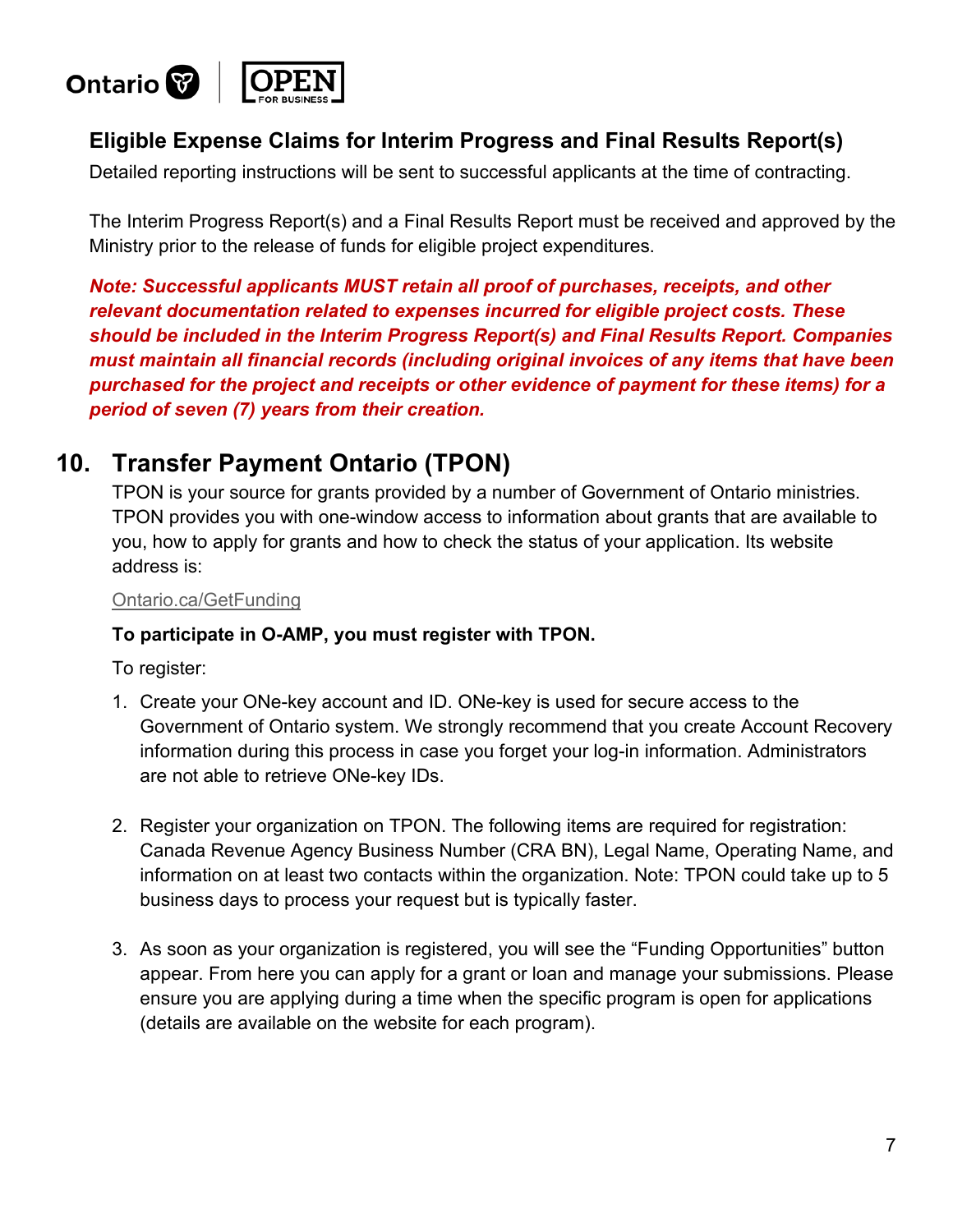### Eligible Expense Claims for Interim Progress and Final Results Report(s)

Detailed reporting instructions will be sent to successful applicants at the time of contracting.

The Interim Progress Report(s) and a Final Results Report must be received and approved by the Ministry prior to the release of funds for eligible project expenditures.

***Note: Successful applicants MUST retain all proof of purchases, receipts, and other relevant documentation related to expenses incurred for eligible project costs. These should be included in the Interim Progress Report(s) and Final Results Report. Companies must maintain all financial records (including original invoices of any items that have been purchased for the project and receipts or other evidence of payment for these items) for a period of seven (7) years from their creation.***

## 10. Transfer Payment Ontario (TPON)

TPON is your source for grants provided by a number of Government of Ontario ministries. TPON provides you with one-window access to information about grants that are available to you, how to apply for grants and how to check the status of your application. Its website address is:

Ontario.ca/GetFunding

**To participate in O-AMP, you must register with TPON.**

To register:

1. Create your ONe-key account and ID. ONe-key is used for secure access to the Government of Ontario system. We strongly recommend that you create Account Recovery information during this process in case you forget your log-in information. Administrators are not able to retrieve ONe-key IDs.

2. Register your organization on TPON. The following items are required for registration: Canada Revenue Agency Business Number (CRA BN), Legal Name, Operating Name, and information on at least two contacts within the organization. Note: TPON could take up to 5 business days to process your request but is typically faster.

3. As soon as your organization is registered, you will see the “Funding Opportunities” button appear. From here you can apply for a grant or loan and manage your submissions. Please ensure you are applying during a time when the specific program is open for applications (details are available on the website for each program).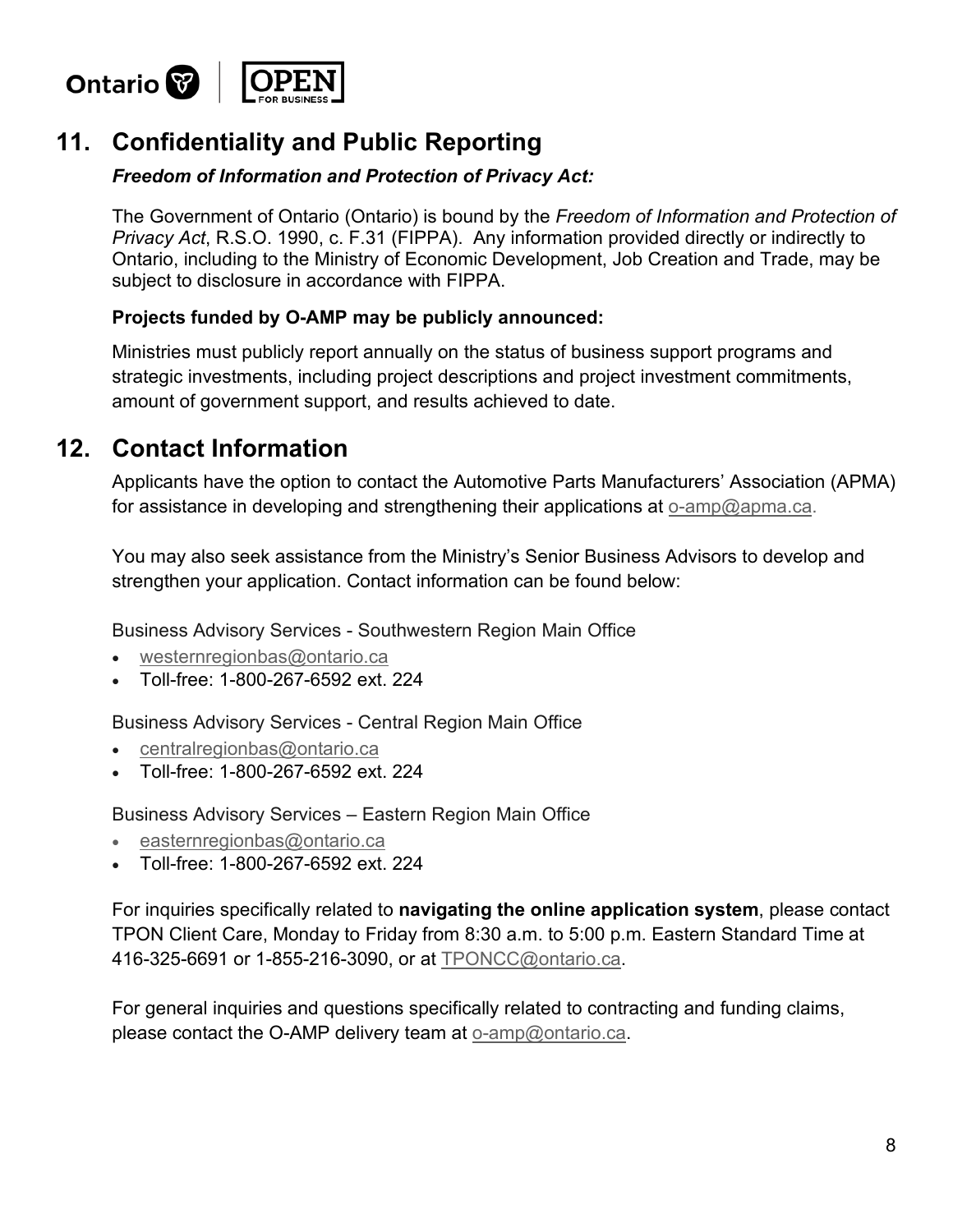## 11. Confidentiality and Public Reporting

***Freedom of Information and Protection of Privacy Act:***

The Government of Ontario (Ontario) is bound by the *Freedom of Information and Protection of Privacy Act*, R.S.O. 1990, c. F.31 (FIPPA). Any information provided directly or indirectly to Ontario, including to the Ministry of Economic Development, Job Creation and Trade, may be subject to disclosure in accordance with FIPPA.

**Projects funded by O-AMP may be publicly announced:**

Ministries must publicly report annually on the status of business support programs and strategic investments, including project descriptions and project investment commitments, amount of government support, and results achieved to date.

## 12. Contact Information

Applicants have the option to contact the Automotive Parts Manufacturers' Association (APMA) for assistance in developing and strengthening their applications at o-amp@apma.ca.

You may also seek assistance from the Ministry's Senior Business Advisors to develop and strengthen your application. Contact information can be found below:

Business Advisory Services - Southwestern Region Main Office

- westernregionbas@ontario.ca
- Toll-free: 1-800-267-6592 ext. 224

Business Advisory Services - Central Region Main Office

- centralregionbas@ontario.ca
- Toll-free: 1-800-267-6592 ext. 224

Business Advisory Services – Eastern Region Main Office

- easternregionbas@ontario.ca
- Toll-free: 1-800-267-6592 ext. 224

For inquiries specifically related to **navigating the online application system**, please contact TPON Client Care, Monday to Friday from 8:30 a.m. to 5:00 p.m. Eastern Standard Time at 416-325-6691 or 1-855-216-3090, or at TPONCC@ontario.ca.

For general inquiries and questions specifically related to contracting and funding claims, please contact the O-AMP delivery team at o-amp@ontario.ca.